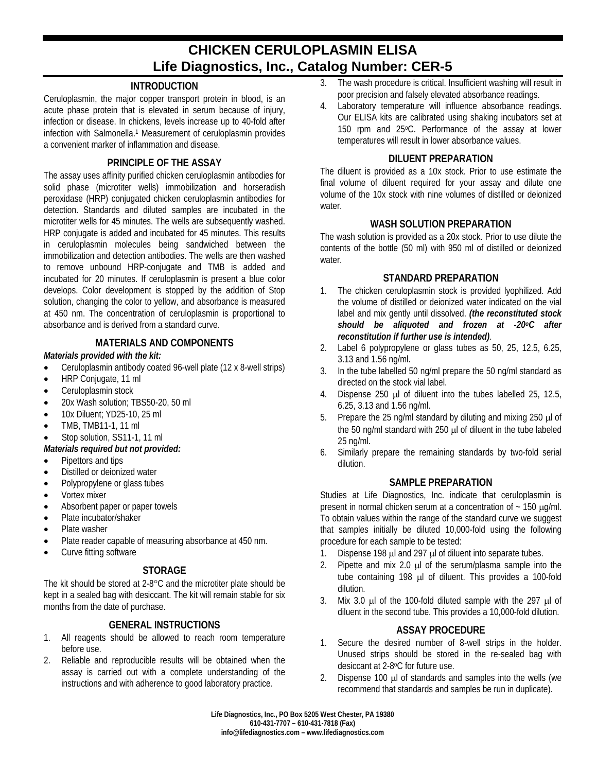# CHICKEN CERULOPLASMIN ELISA
## Life Diagnostics, Inc., Catalog Number: CER-5

### INTRODUCTION

Ceruloplasmin, the major copper transport protein in blood, is an acute phase protein that is elevated in serum because of injury, infection or disease. In chickens, levels increase up to 40-fold after infection with Salmonella.[1] Measurement of ceruloplasmin provides a convenient marker of inflammation and disease.

### PRINCIPLE OF THE ASSAY

The assay uses affinity purified chicken ceruloplasmin antibodies for solid phase (microtiter wells) immobilization and horseradish peroxidase (HRP) conjugated chicken ceruloplasmin antibodies for detection. Standards and diluted samples are incubated in the microtiter wells for 45 minutes. The wells are subsequently washed. HRP conjugate is added and incubated for 45 minutes. This results in ceruloplasmin molecules being sandwiched between the immobilization and detection antibodies. The wells are then washed to remove unbound HRP-conjugate and TMB is added and incubated for 20 minutes. If ceruloplasmin is present a blue color develops. Color development is stopped by the addition of Stop solution, changing the color to yellow, and absorbance is measured at 450 nm. The concentration of ceruloplasmin is proportional to absorbance and is derived from a standard curve.

### MATERIALS AND COMPONENTS

***Materials provided with the kit:***

- Ceruloplasmin antibody coated 96-well plate (12 x 8-well strips)
- HRP Conjugate, 11 ml
- Ceruloplasmin stock
- 20x Wash solution; TBS50-20, 50 ml
- 10x Diluent; YD25-10, 25 ml
- TMB, TMB11-1, 11 ml
- Stop solution, SS11-1, 11 ml

***Materials required but not provided:***

- Pipettors and tips
- Distilled or deionized water
- Polypropylene or glass tubes
- Vortex mixer
- Absorbent paper or paper towels
- Plate incubator/shaker
- Plate washer
- Plate reader capable of measuring absorbance at 450 nm.
- Curve fitting software

### STORAGE

The kit should be stored at 2-8°C and the microtiter plate should be kept in a sealed bag with desiccant. The kit will remain stable for six months from the date of purchase.

### GENERAL INSTRUCTIONS

1. All reagents should be allowed to reach room temperature before use.
2. Reliable and reproducible results will be obtained when the assay is carried out with a complete understanding of the instructions and with adherence to good laboratory practice.
3. The wash procedure is critical. Insufficient washing will result in poor precision and falsely elevated absorbance readings.
4. Laboratory temperature will influence absorbance readings. Our ELISA kits are calibrated using shaking incubators set at 150 rpm and 25°C. Performance of the assay at lower temperatures will result in lower absorbance values.

### DILUENT PREPARATION

The diluent is provided as a 10x stock. Prior to use estimate the final volume of diluent required for your assay and dilute one volume of the 10x stock with nine volumes of distilled or deionized water.

### WASH SOLUTION PREPARATION

The wash solution is provided as a 20x stock. Prior to use dilute the contents of the bottle (50 ml) with 950 ml of distilled or deionized water.

### STANDARD PREPARATION

1. The chicken ceruloplasmin stock is provided lyophilized. Add the volume of distilled or deionized water indicated on the vial label and mix gently until dissolved. ***(the reconstituted stock should be aliquoted and frozen at -20°C after reconstitution if further use is intended)***.
2. Label 6 polypropylene or glass tubes as 50, 25, 12.5, 6.25, 3.13 and 1.56 ng/ml.
3. In the tube labelled 50 ng/ml prepare the 50 ng/ml standard as directed on the stock vial label.
4. Dispense 250 μl of diluent into the tubes labelled 25, 12.5, 6.25, 3.13 and 1.56 ng/ml.
5. Prepare the 25 ng/ml standard by diluting and mixing 250 μl of the 50 ng/ml standard with 250 μl of diluent in the tube labeled 25 ng/ml.
6. Similarly prepare the remaining standards by two-fold serial dilution.

### SAMPLE PREPARATION

Studies at Life Diagnostics, Inc. indicate that ceruloplasmin is present in normal chicken serum at a concentration of ~ 150 μg/ml. To obtain values within the range of the standard curve we suggest that samples initially be diluted 10,000-fold using the following procedure for each sample to be tested:

1. Dispense 198 μl and 297 μl of diluent into separate tubes.
2. Pipette and mix 2.0 μl of the serum/plasma sample into the tube containing 198 μl of diluent. This provides a 100-fold dilution.
3. Mix 3.0 μl of the 100-fold diluted sample with the 297 μl of diluent in the second tube. This provides a 10,000-fold dilution.

### ASSAY PROCEDURE

1. Secure the desired number of 8-well strips in the holder. Unused strips should be stored in the re-sealed bag with desiccant at 2-8°C for future use.
2. Dispense 100 μl of standards and samples into the wells (we recommend that standards and samples be run in duplicate).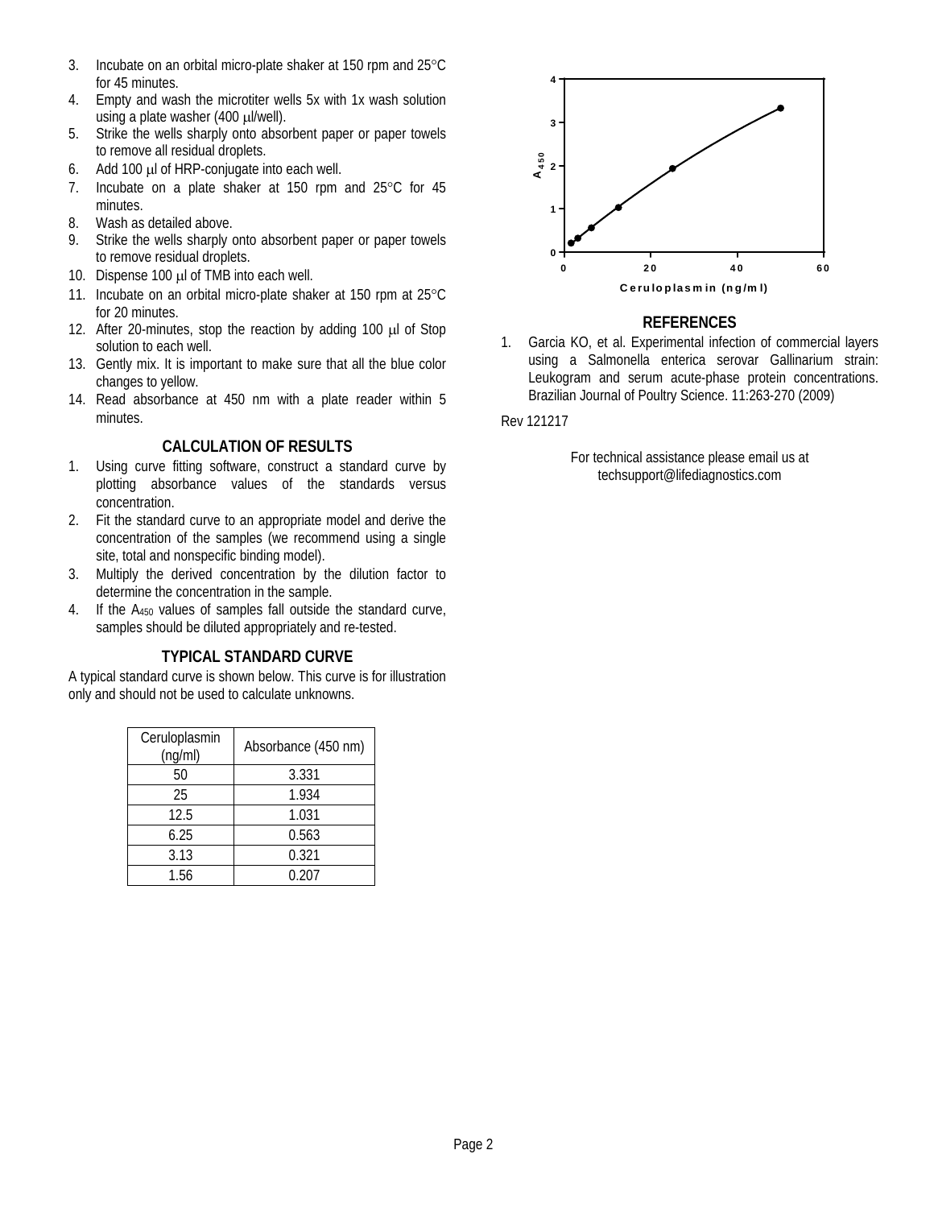3. Incubate on an orbital micro-plate shaker at 150 rpm and 25°C for 45 minutes.
4. Empty and wash the microtiter wells 5x with 1x wash solution using a plate washer (400 μl/well).
5. Strike the wells sharply onto absorbent paper or paper towels to remove all residual droplets.
6. Add 100 μl of HRP-conjugate into each well.
7. Incubate on a plate shaker at 150 rpm and 25°C for 45 minutes.
8. Wash as detailed above.
9. Strike the wells sharply onto absorbent paper or paper towels to remove residual droplets.
10. Dispense 100 μl of TMB into each well.
11. Incubate on an orbital micro-plate shaker at 150 rpm at 25°C for 20 minutes.
12. After 20-minutes, stop the reaction by adding 100 μl of Stop solution to each well.
13. Gently mix. It is important to make sure that all the blue color changes to yellow.
14. Read absorbance at 450 nm with a plate reader within 5 minutes.

## CALCULATION OF RESULTS

1. Using curve fitting software, construct a standard curve by plotting absorbance values of the standards versus concentration.
2. Fit the standard curve to an appropriate model and derive the concentration of the samples (we recommend using a single site, total and nonspecific binding model).
3. Multiply the derived concentration by the dilution factor to determine the concentration in the sample.
4. If the $A_{450}$ values of samples fall outside the standard curve, samples should be diluted appropriately and re-tested.

## TYPICAL STANDARD CURVE

A typical standard curve is shown below. This curve is for illustration only and should not be used to calculate unknowns.

| Ceruloplasmin (ng/ml) | Absorbance (450 nm) |
|---|---|
| 50 | 3.331 |
| 25 | 1.934 |
| 12.5 | 1.031 |
| 6.25 | 0.563 |
| 3.13 | 0.321 |
| 1.56 | 0.207 |

$A_{450}$

0
1
2
3
4

0
20
40
60

Ceruloplasmin (ng/ml)

## REFERENCES

1. Garcia KO, et al. Experimental infection of commercial layers using a Salmonella enterica serovar Gallinarium strain: Leukogram and serum acute-phase protein concentrations. Brazilian Journal of Poultry Science. 11:263-270 (2009)

Rev 121217

For technical assistance please email us at techsupport@lifediagnostics.com